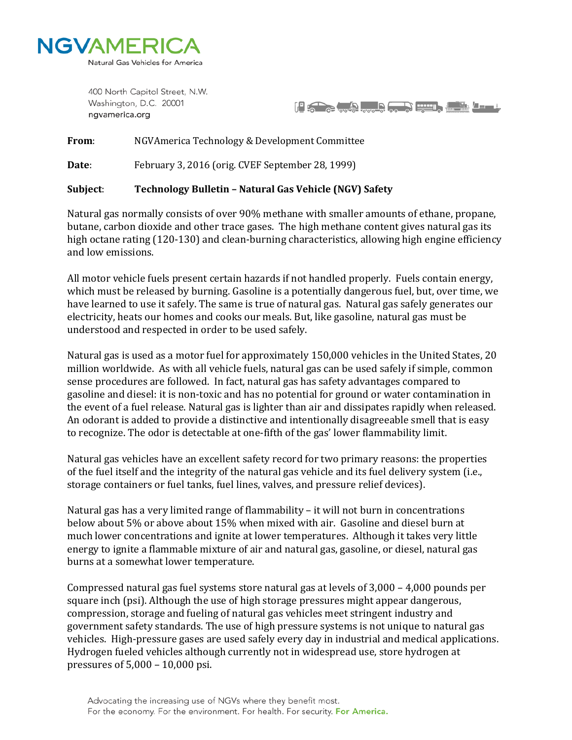**NGVAMERICA**
Natural Gas Vehicles for America

400 North Capitol Street, N.W.
Washington, D.C. 20001
ngvamerica.org

**From**: NGVAmerica Technology & Development Committee

**Date**: February 3, 2016 (orig. CVEF September 28, 1999)

**Subject**: **Technology Bulletin – Natural Gas Vehicle (NGV) Safety**

Natural gas normally consists of over 90% methane with smaller amounts of ethane, propane, butane, carbon dioxide and other trace gases. The high methane content gives natural gas its high octane rating (120-130) and clean-burning characteristics, allowing high engine efficiency and low emissions.

All motor vehicle fuels present certain hazards if not handled properly. Fuels contain energy, which must be released by burning. Gasoline is a potentially dangerous fuel, but, over time, we have learned to use it safely. The same is true of natural gas. Natural gas safely generates our electricity, heats our homes and cooks our meals. But, like gasoline, natural gas must be understood and respected in order to be used safely.

Natural gas is used as a motor fuel for approximately 150,000 vehicles in the United States, 20 million worldwide. As with all vehicle fuels, natural gas can be used safely if simple, common sense procedures are followed. In fact, natural gas has safety advantages compared to gasoline and diesel: it is non-toxic and has no potential for ground or water contamination in the event of a fuel release. Natural gas is lighter than air and dissipates rapidly when released. An odorant is added to provide a distinctive and intentionally disagreeable smell that is easy to recognize. The odor is detectable at one-fifth of the gas' lower flammability limit.

Natural gas vehicles have an excellent safety record for two primary reasons: the properties of the fuel itself and the integrity of the natural gas vehicle and its fuel delivery system (i.e., storage containers or fuel tanks, fuel lines, valves, and pressure relief devices).

Natural gas has a very limited range of flammability – it will not burn in concentrations below about 5% or above about 15% when mixed with air. Gasoline and diesel burn at much lower concentrations and ignite at lower temperatures. Although it takes very little energy to ignite a flammable mixture of air and natural gas, gasoline, or diesel, natural gas burns at a somewhat lower temperature.

Compressed natural gas fuel systems store natural gas at levels of 3,000 – 4,000 pounds per square inch (psi). Although the use of high storage pressures might appear dangerous, compression, storage and fueling of natural gas vehicles meet stringent industry and government safety standards. The use of high pressure systems is not unique to natural gas vehicles. High-pressure gases are used safely every day in industrial and medical applications. Hydrogen fueled vehicles although currently not in widespread use, store hydrogen at pressures of 5,000 – 10,000 psi.

Advocating the increasing use of NGVs where they benefit most.
For the economy. For the environment. For health. For security. **For America.**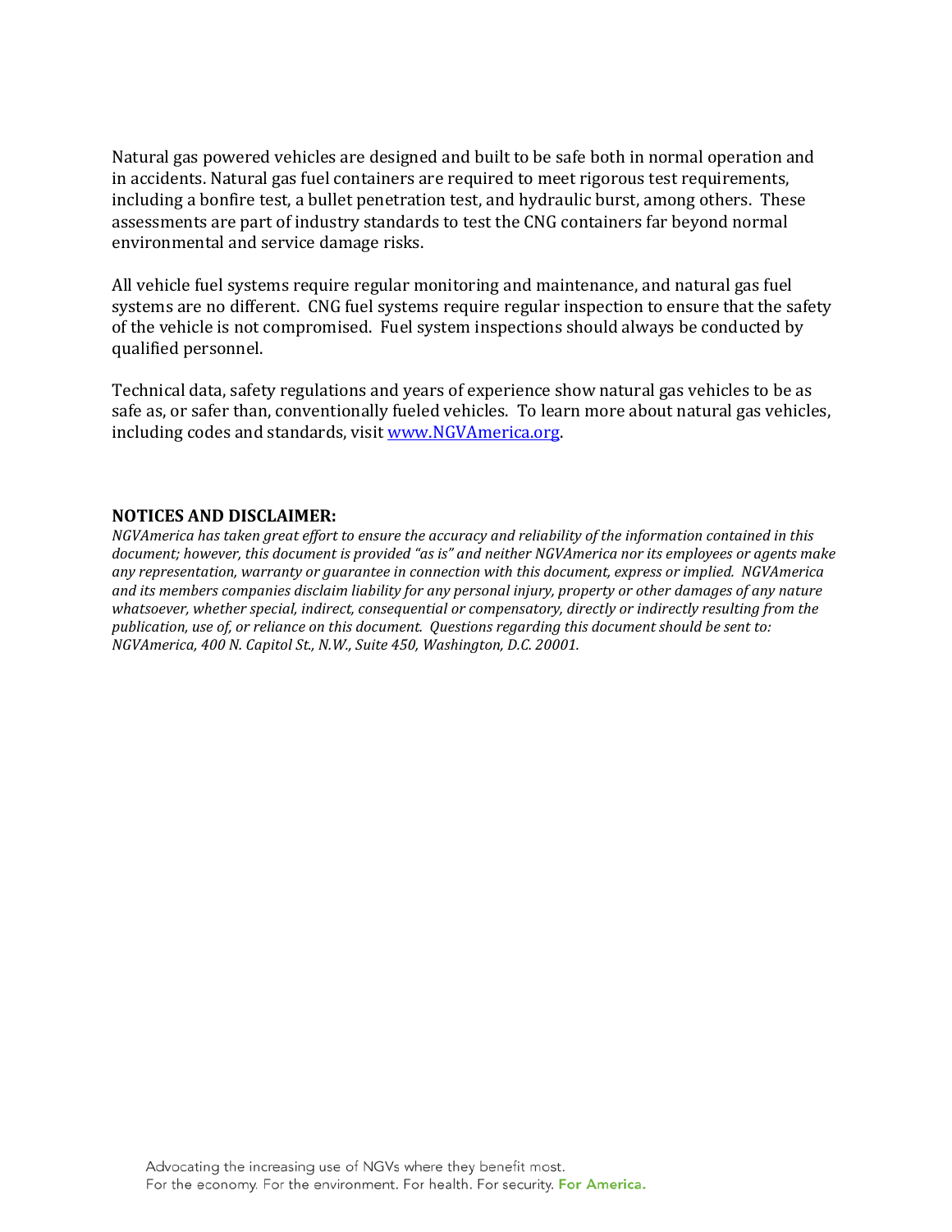Natural gas powered vehicles are designed and built to be safe both in normal operation and in accidents. Natural gas fuel containers are required to meet rigorous test requirements, including a bonfire test, a bullet penetration test, and hydraulic burst, among others. These assessments are part of industry standards to test the CNG containers far beyond normal environmental and service damage risks.

All vehicle fuel systems require regular monitoring and maintenance, and natural gas fuel systems are no different. CNG fuel systems require regular inspection to ensure that the safety of the vehicle is not compromised. Fuel system inspections should always be conducted by qualified personnel.

Technical data, safety regulations and years of experience show natural gas vehicles to be as safe as, or safer than, conventionally fueled vehicles. To learn more about natural gas vehicles, including codes and standards, visit [www.NGVAmerica.org](http://www.NGVAmerica.org).

**NOTICES AND DISCLAIMER:**

*NGVAmerica has taken great effort to ensure the accuracy and reliability of the information contained in this document; however, this document is provided "as is" and neither NGVAmerica nor its employees or agents make any representation, warranty or guarantee in connection with this document, express or implied. NGVAmerica and its members companies disclaim liability for any personal injury, property or other damages of any nature whatsoever, whether special, indirect, consequential or compensatory, directly or indirectly resulting from the publication, use of, or reliance on this document. Questions regarding this document should be sent to: NGVAmerica, 400 N. Capitol St., N.W., Suite 450, Washington, D.C. 20001.*